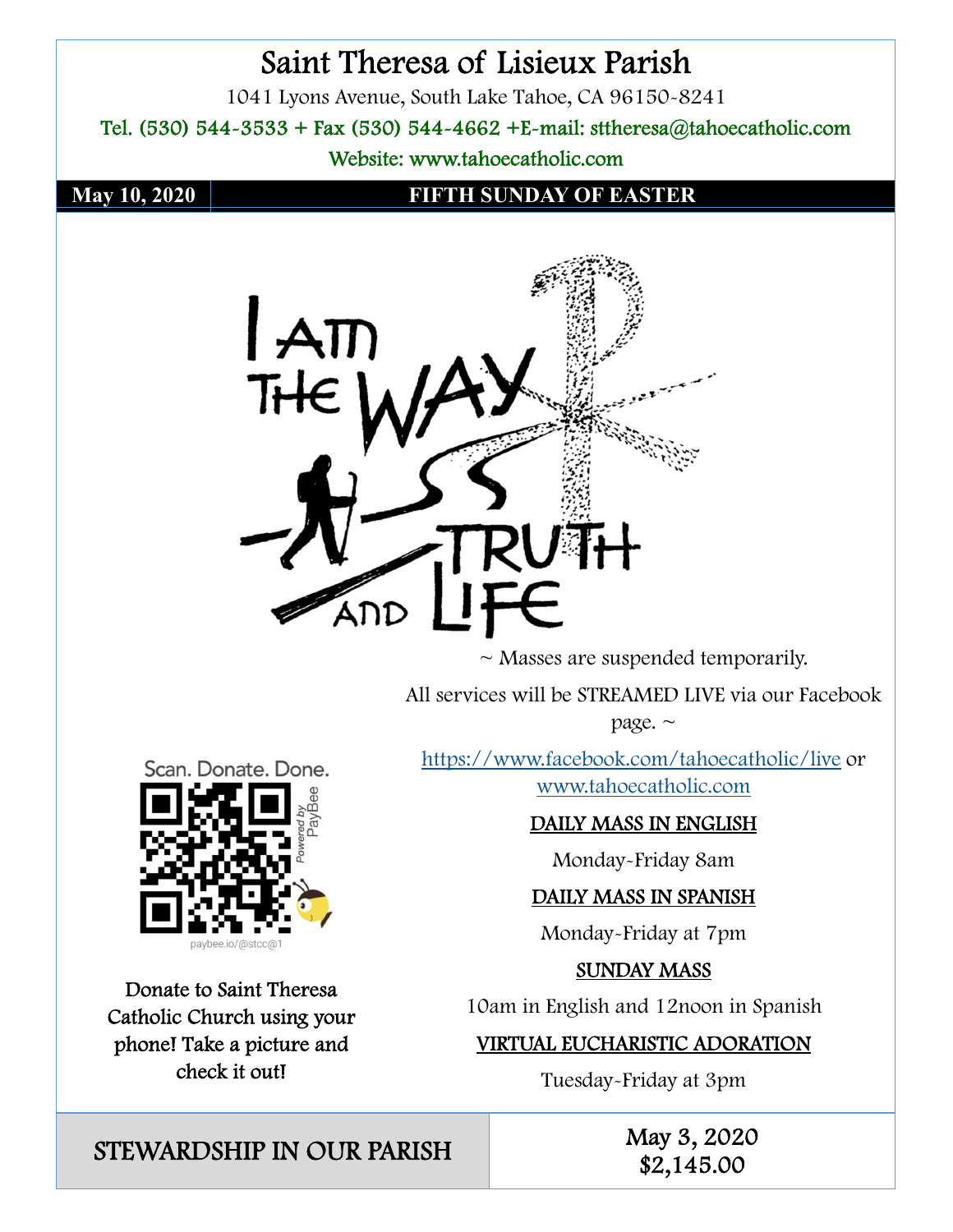# Saint Theresa of Lisieux Parish

1041 Lyons Avenue, South Lake Tahoe, CA 96150-8241

Tel. (530) 544-3533 + Fax (530) 544-4662 +E-mail: sttheresa@tahoecatholic.com

Website: www.tahoecatholic.com

**May 10, 2020** | **FIFTH SUNDAY OF EASTER**

I AM THE WAY TRUTH AND LIFE

~ Masses are suspended temporarily.

All services will be STREAMED LIVE via our Facebook page. ~

https://www.facebook.com/tahoecatholic/live or www.tahoecatholic.com

**DAILY MASS IN ENGLISH**

Monday-Friday 8am

**DAILY MASS IN SPANISH**

Monday-Friday at 7pm

**SUNDAY MASS**

10am in English and 12noon in Spanish

**VIRTUAL EUCHARISTIC ADORATION**

Tuesday-Friday at 3pm

Scan. Donate. Done.

Powered by PayBee

paybee.io/@stcc@1

Donate to Saint Theresa Catholic Church using your phone! Take a picture and check it out!

## STEWARDSHIP IN OUR PARISH

May 3, 2020
$2,145.00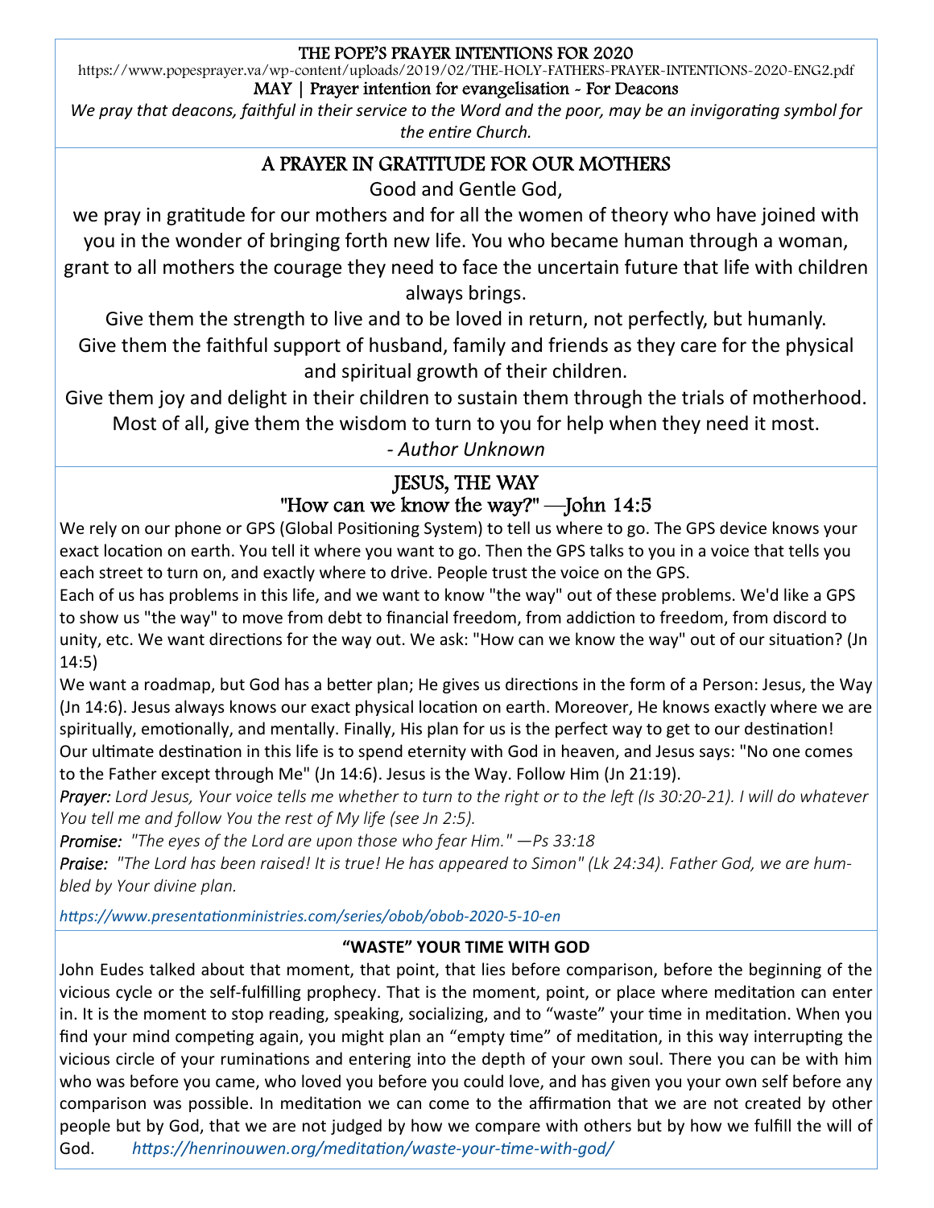## THE POPE'S PRAYER INTENTIONS FOR 2020

https://www.popesprayer.va/wp-content/uploads/2019/02/THE-HOLY-FATHERS-PRAYER-INTENTIONS-2020-ENG2.pdf

MAY | Prayer intention for evangelisation - For Deacons

*We pray that deacons, faithful in their service to the Word and the poor, may be an invigorating symbol for the entire Church.*

## A PRAYER IN GRATITUDE FOR OUR MOTHERS

Good and Gentle God,

we pray in gratitude for our mothers and for all the women of theory who have joined with you in the wonder of bringing forth new life. You who became human through a woman, grant to all mothers the courage they need to face the uncertain future that life with children always brings.

Give them the strength to live and to be loved in return, not perfectly, but humanly.

Give them the faithful support of husband, family and friends as they care for the physical and spiritual growth of their children.

Give them joy and delight in their children to sustain them through the trials of motherhood.

Most of all, give them the wisdom to turn to you for help when they need it most.

*- Author Unknown*

## JESUS, THE WAY

### "How can we know the way?" —John 14:5

We rely on our phone or GPS (Global Positioning System) to tell us where to go. The GPS device knows your exact location on earth. You tell it where you want to go. Then the GPS talks to you in a voice that tells you each street to turn on, and exactly where to drive. People trust the voice on the GPS.

Each of us has problems in this life, and we want to know "the way" out of these problems. We'd like a GPS to show us "the way" to move from debt to financial freedom, from addiction to freedom, from discord to unity, etc. We want directions for the way out. We ask: "How can we know the way" out of our situation? (Jn 14:5)

We want a roadmap, but God has a better plan; He gives us directions in the form of a Person: Jesus, the Way (Jn 14:6). Jesus always knows our exact physical location on earth. Moreover, He knows exactly where we are spiritually, emotionally, and mentally. Finally, His plan for us is the perfect way to get to our destination! Our ultimate destination in this life is to spend eternity with God in heaven, and Jesus says: "No one comes to the Father except through Me" (Jn 14:6). Jesus is the Way. Follow Him (Jn 21:19).

***Prayer:*** *Lord Jesus, Your voice tells me whether to turn to the right or to the left (Is 30:20-21). I will do whatever You tell me and follow You the rest of My life (see Jn 2:5).*

***Promise:*** *"The eyes of the Lord are upon those who fear Him." —Ps 33:18*

***Praise:*** *"The Lord has been raised! It is true! He has appeared to Simon" (Lk 24:34). Father God, we are humbled by Your divine plan.*

*https://www.presentationministries.com/series/obob/obob-2020-5-10-en*

## "WASTE" YOUR TIME WITH GOD

John Eudes talked about that moment, that point, that lies before comparison, before the beginning of the vicious cycle or the self-fulfilling prophecy. That is the moment, point, or place where meditation can enter in. It is the moment to stop reading, speaking, socializing, and to "waste" your time in meditation. When you find your mind competing again, you might plan an "empty time" of meditation, in this way interrupting the vicious circle of your ruminations and entering into the depth of your own soul. There you can be with him who was before you came, who loved you before you could love, and has given you your own self before any comparison was possible. In meditation we can come to the affirmation that we are not created by other people but by God, that we are not judged by how we compare with others but by how we fulfill the will of God. *https://henrinouwen.org/meditation/waste-your-time-with-god/*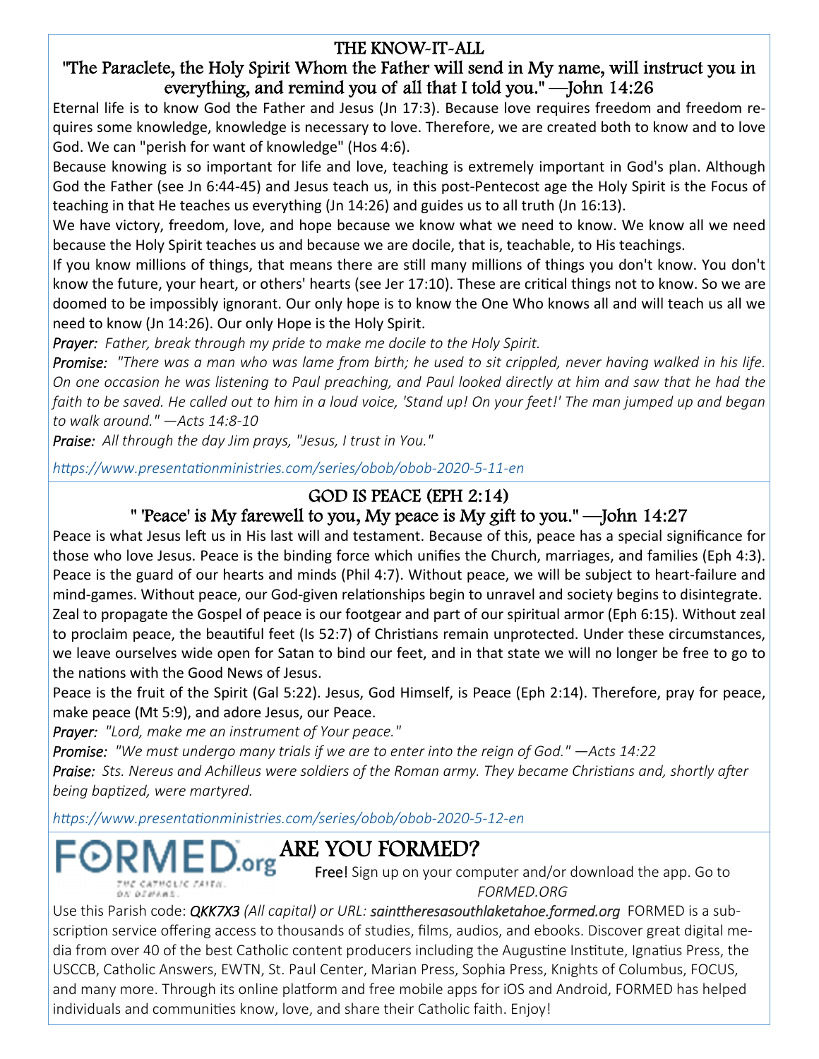## THE KNOW-IT-ALL

### "The Paraclete, the Holy Spirit Whom the Father will send in My name, will instruct you in everything, and remind you of all that I told you." —John 14:26

Eternal life is to know God the Father and Jesus (Jn 17:3). Because love requires freedom and freedom requires some knowledge, knowledge is necessary to love. Therefore, we are created both to know and to love God. We can "perish for want of knowledge" (Hos 4:6).

Because knowing is so important for life and love, teaching is extremely important in God's plan. Although God the Father (see Jn 6:44-45) and Jesus teach us, in this post-Pentecost age the Holy Spirit is the Focus of teaching in that He teaches us everything (Jn 14:26) and guides us to all truth (Jn 16:13).

We have victory, freedom, love, and hope because we know what we need to know. We know all we need because the Holy Spirit teaches us and because we are docile, that is, teachable, to His teachings.

If you know millions of things, that means there are still many millions of things you don't know. You don't know the future, your heart, or others' hearts (see Jer 17:10). These are critical things not to know. So we are doomed to be impossibly ignorant. Our only hope is to know the One Who knows all and will teach us all we need to know (Jn 14:26). Our only Hope is the Holy Spirit.

***Prayer:*** *Father, break through my pride to make me docile to the Holy Spirit.*

***Promise:*** *"There was a man who was lame from birth; he used to sit crippled, never having walked in his life. On one occasion he was listening to Paul preaching, and Paul looked directly at him and saw that he had the faith to be saved. He called out to him in a loud voice, 'Stand up! On your feet!' The man jumped up and began to walk around." —Acts 14:8-10*

***Praise:*** *All through the day Jim prays, "Jesus, I trust in You."*

*https://www.presentationministries.com/series/obob/obob-2020-5-11-en*

## GOD IS PEACE (EPH 2:14)

### " 'Peace' is My farewell to you, My peace is My gift to you." —John 14:27

Peace is what Jesus left us in His last will and testament. Because of this, peace has a special significance for those who love Jesus. Peace is the binding force which unifies the Church, marriages, and families (Eph 4:3). Peace is the guard of our hearts and minds (Phil 4:7). Without peace, we will be subject to heart-failure and mind-games. Without peace, our God-given relationships begin to unravel and society begins to disintegrate.

Zeal to propagate the Gospel of peace is our footgear and part of our spiritual armor (Eph 6:15). Without zeal to proclaim peace, the beautiful feet (Is 52:7) of Christians remain unprotected. Under these circumstances, we leave ourselves wide open for Satan to bind our feet, and in that state we will no longer be free to go to the nations with the Good News of Jesus.

Peace is the fruit of the Spirit (Gal 5:22). Jesus, God Himself, is Peace (Eph 2:14). Therefore, pray for peace, make peace (Mt 5:9), and adore Jesus, our Peace.

***Prayer:*** *"Lord, make me an instrument of Your peace."*

***Promise:*** *"We must undergo many trials if we are to enter into the reign of God." —Acts 14:22*

***Praise:*** *Sts. Nereus and Achilleus were soldiers of the Roman army. They became Christians and, shortly after being baptized, were martyred.*

*https://www.presentationministries.com/series/obob/obob-2020-5-12-en*

FORMED.org
THE CATHOLIC FAITH. ON DEMAND.

## ARE YOU FORMED?

Free! Sign up on your computer and/or download the app. Go to *FORMED.ORG*

Use this Parish code: ***QKK7X3*** *(All capital) or URL:* ***sainttheresasouthlaketahoe.formed.org*** FORMED is a subscription service offering access to thousands of studies, films, audios, and ebooks. Discover great digital media from over 40 of the best Catholic content producers including the Augustine Institute, Ignatius Press, the USCCB, Catholic Answers, EWTN, St. Paul Center, Marian Press, Sophia Press, Knights of Columbus, FOCUS, and many more. Through its online platform and free mobile apps for iOS and Android, FORMED has helped individuals and communities know, love, and share their Catholic faith. Enjoy!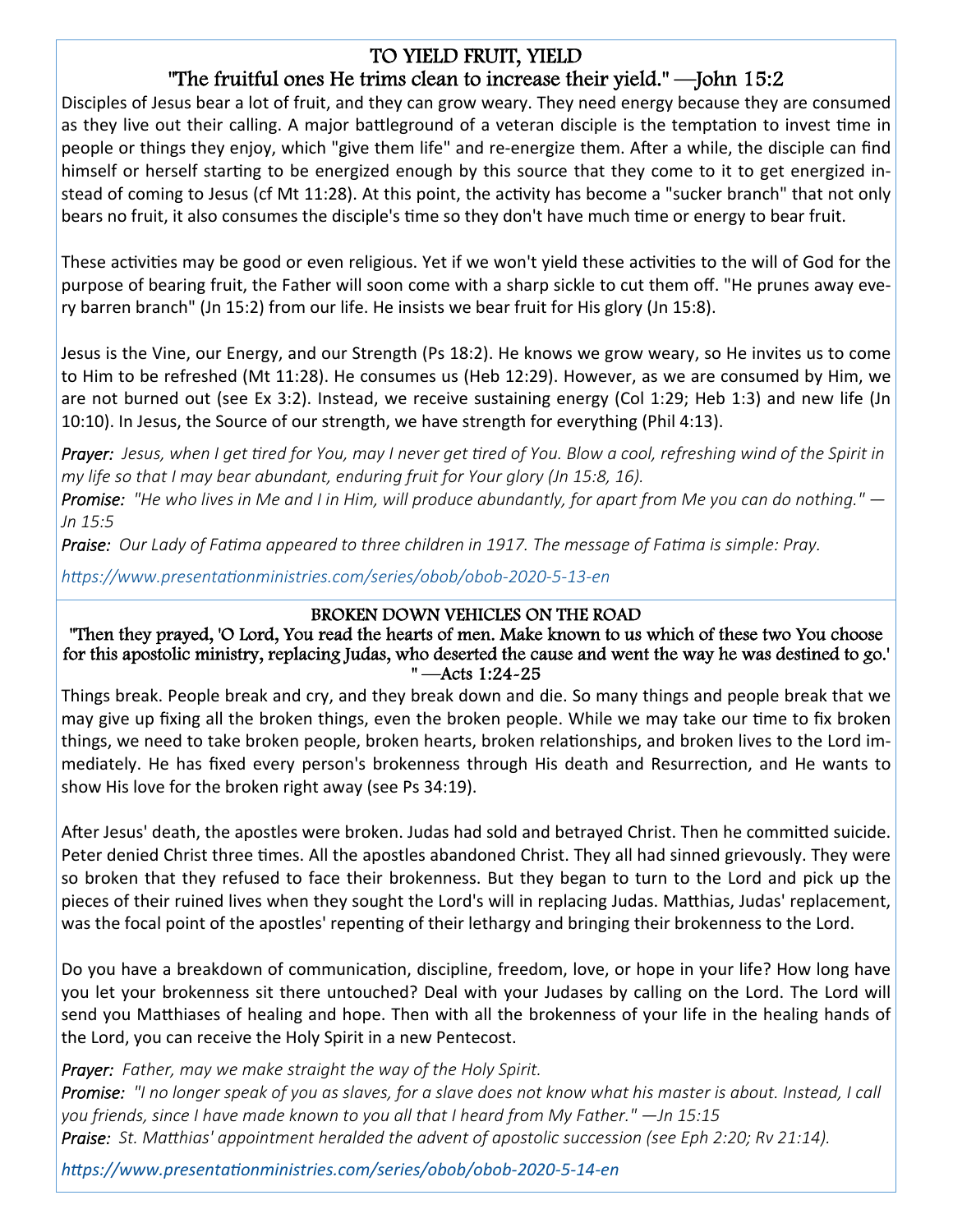## TO YIELD FRUIT, YIELD

### "The fruitful ones He trims clean to increase their yield." —John 15:2

Disciples of Jesus bear a lot of fruit, and they can grow weary. They need energy because they are consumed as they live out their calling. A major battleground of a veteran disciple is the temptation to invest time in people or things they enjoy, which "give them life" and re-energize them. After a while, the disciple can find himself or herself starting to be energized enough by this source that they come to it to get energized instead of coming to Jesus (cf Mt 11:28). At this point, the activity has become a "sucker branch" that not only bears no fruit, it also consumes the disciple's time so they don't have much time or energy to bear fruit.

These activities may be good or even religious. Yet if we won't yield these activities to the will of God for the purpose of bearing fruit, the Father will soon come with a sharp sickle to cut them off. "He prunes away every barren branch" (Jn 15:2) from our life. He insists we bear fruit for His glory (Jn 15:8).

Jesus is the Vine, our Energy, and our Strength (Ps 18:2). He knows we grow weary, so He invites us to come to Him to be refreshed (Mt 11:28). He consumes us (Heb 12:29). However, as we are consumed by Him, we are not burned out (see Ex 3:2). Instead, we receive sustaining energy (Col 1:29; Heb 1:3) and new life (Jn 10:10). In Jesus, the Source of our strength, we have strength for everything (Phil 4:13).

***Prayer:*** *Jesus, when I get tired for You, may I never get tired of You. Blow a cool, refreshing wind of the Spirit in my life so that I may bear abundant, enduring fruit for Your glory (Jn 15:8, 16).*

***Promise:*** *"He who lives in Me and I in Him, will produce abundantly, for apart from Me you can do nothing." —Jn 15:5*

***Praise:*** *Our Lady of Fatima appeared to three children in 1917. The message of Fatima is simple: Pray.*

*https://www.presentationministries.com/series/obob/obob-2020-5-13-en*

## BROKEN DOWN VEHICLES ON THE ROAD

### "Then they prayed, 'O Lord, You read the hearts of men. Make known to us which of these two You choose for this apostolic ministry, replacing Judas, who deserted the cause and went the way he was destined to go.' " —Acts 1:24-25

Things break. People break and cry, and they break down and die. So many things and people break that we may give up fixing all the broken things, even the broken people. While we may take our time to fix broken things, we need to take broken people, broken hearts, broken relationships, and broken lives to the Lord immediately. He has fixed every person's brokenness through His death and Resurrection, and He wants to show His love for the broken right away (see Ps 34:19).

After Jesus' death, the apostles were broken. Judas had sold and betrayed Christ. Then he committed suicide. Peter denied Christ three times. All the apostles abandoned Christ. They all had sinned grievously. They were so broken that they refused to face their brokenness. But they began to turn to the Lord and pick up the pieces of their ruined lives when they sought the Lord's will in replacing Judas. Matthias, Judas' replacement, was the focal point of the apostles' repenting of their lethargy and bringing their brokenness to the Lord.

Do you have a breakdown of communication, discipline, freedom, love, or hope in your life? How long have you let your brokenness sit there untouched? Deal with your Judases by calling on the Lord. The Lord will send you Matthiases of healing and hope. Then with all the brokenness of your life in the healing hands of the Lord, you can receive the Holy Spirit in a new Pentecost.

***Prayer:*** *Father, may we make straight the way of the Holy Spirit.*

***Promise:*** *"I no longer speak of you as slaves, for a slave does not know what his master is about. Instead, I call you friends, since I have made known to you all that I heard from My Father." —Jn 15:15*

***Praise:*** *St. Matthias' appointment heralded the advent of apostolic succession (see Eph 2:20; Rv 21:14).*

*https://www.presentationministries.com/series/obob/obob-2020-5-14-en*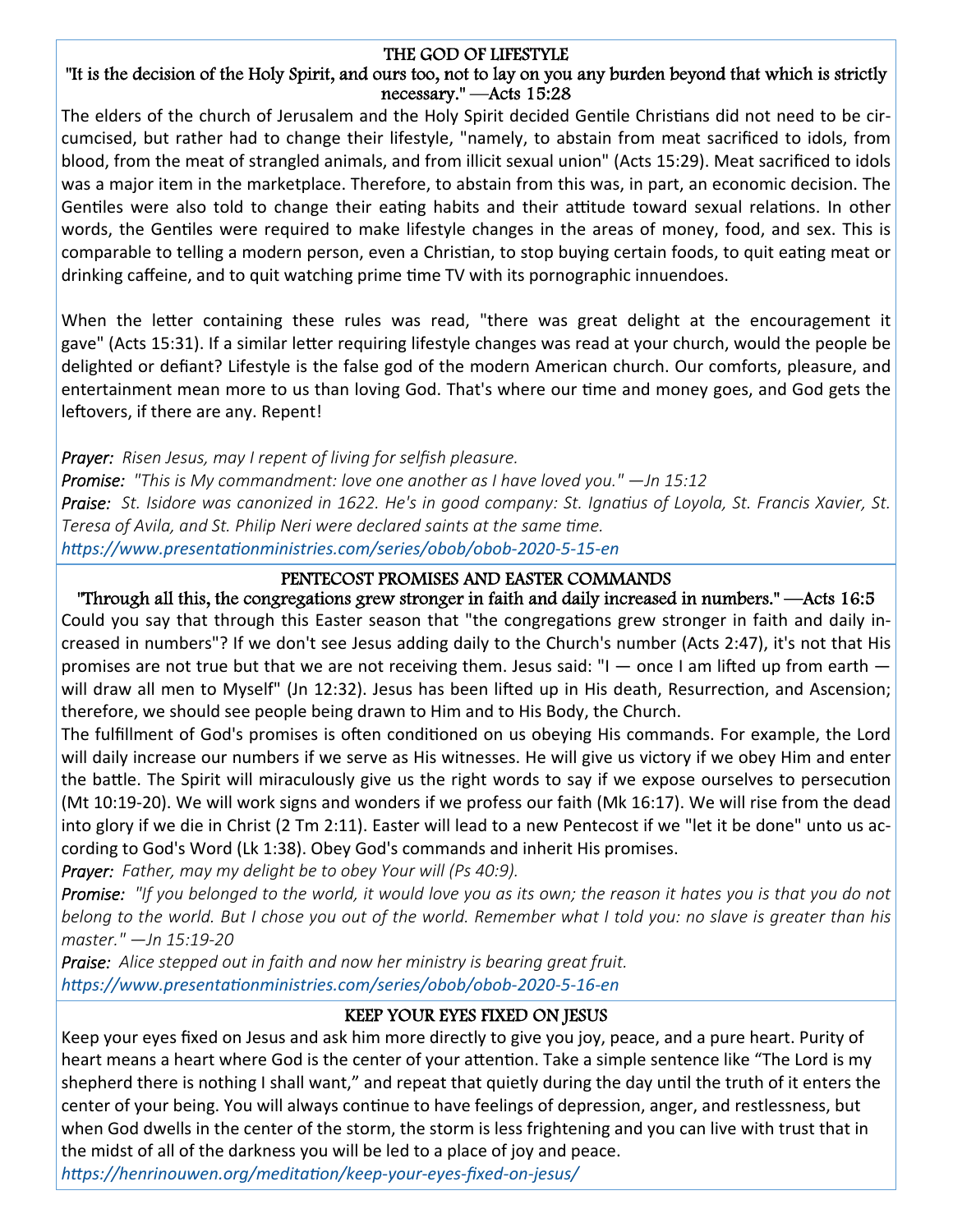## THE GOD OF LIFESTYLE

"It is the decision of the Holy Spirit, and ours too, not to lay on you any burden beyond that which is strictly necessary." —Acts 15:28

The elders of the church of Jerusalem and the Holy Spirit decided Gentile Christians did not need to be circumcised, but rather had to change their lifestyle, "namely, to abstain from meat sacrificed to idols, from blood, from the meat of strangled animals, and from illicit sexual union" (Acts 15:29). Meat sacrificed to idols was a major item in the marketplace. Therefore, to abstain from this was, in part, an economic decision. The Gentiles were also told to change their eating habits and their attitude toward sexual relations. In other words, the Gentiles were required to make lifestyle changes in the areas of money, food, and sex. This is comparable to telling a modern person, even a Christian, to stop buying certain foods, to quit eating meat or drinking caffeine, and to quit watching prime time TV with its pornographic innuendoes.

When the letter containing these rules was read, "there was great delight at the encouragement it gave" (Acts 15:31). If a similar letter requiring lifestyle changes was read at your church, would the people be delighted or defiant? Lifestyle is the false god of the modern American church. Our comforts, pleasure, and entertainment mean more to us than loving God. That's where our time and money goes, and God gets the leftovers, if there are any. Repent!

***Prayer:*** *Risen Jesus, may I repent of living for selfish pleasure.*

***Promise:*** *"This is My commandment: love one another as I have loved you." —Jn 15:12*

***Praise:*** *St. Isidore was canonized in 1622. He's in good company: St. Ignatius of Loyola, St. Francis Xavier, St. Teresa of Avila, and St. Philip Neri were declared saints at the same time.*

*https://www.presentationministries.com/series/obob/obob-2020-5-15-en*

## PENTECOST PROMISES AND EASTER COMMANDS

"Through all this, the congregations grew stronger in faith and daily increased in numbers." —Acts 16:5

Could you say that through this Easter season that "the congregations grew stronger in faith and daily increased in numbers"? If we don't see Jesus adding daily to the Church's number (Acts 2:47), it's not that His promises are not true but that we are not receiving them. Jesus said: "I — once I am lifted up from earth — will draw all men to Myself" (Jn 12:32). Jesus has been lifted up in His death, Resurrection, and Ascension; therefore, we should see people being drawn to Him and to His Body, the Church.

The fulfillment of God's promises is often conditioned on us obeying His commands. For example, the Lord will daily increase our numbers if we serve as His witnesses. He will give us victory if we obey Him and enter the battle. The Spirit will miraculously give us the right words to say if we expose ourselves to persecution (Mt 10:19-20). We will work signs and wonders if we profess our faith (Mk 16:17). We will rise from the dead into glory if we die in Christ (2 Tm 2:11). Easter will lead to a new Pentecost if we "let it be done" unto us according to God's Word (Lk 1:38). Obey God's commands and inherit His promises.

***Prayer:*** *Father, may my delight be to obey Your will (Ps 40:9).*

***Promise:*** *"If you belonged to the world, it would love you as its own; the reason it hates you is that you do not belong to the world. But I chose you out of the world. Remember what I told you: no slave is greater than his master." —Jn 15:19-20*

***Praise:*** *Alice stepped out in faith and now her ministry is bearing great fruit.*

*https://www.presentationministries.com/series/obob/obob-2020-5-16-en*

## KEEP YOUR EYES FIXED ON JESUS

Keep your eyes fixed on Jesus and ask him more directly to give you joy, peace, and a pure heart. Purity of heart means a heart where God is the center of your attention. Take a simple sentence like "The Lord is my shepherd there is nothing I shall want," and repeat that quietly during the day until the truth of it enters the center of your being. You will always continue to have feelings of depression, anger, and restlessness, but when God dwells in the center of the storm, the storm is less frightening and you can live with trust that in the midst of all of the darkness you will be led to a place of joy and peace.

*https://henrinouwen.org/meditation/keep-your-eyes-fixed-on-jesus/*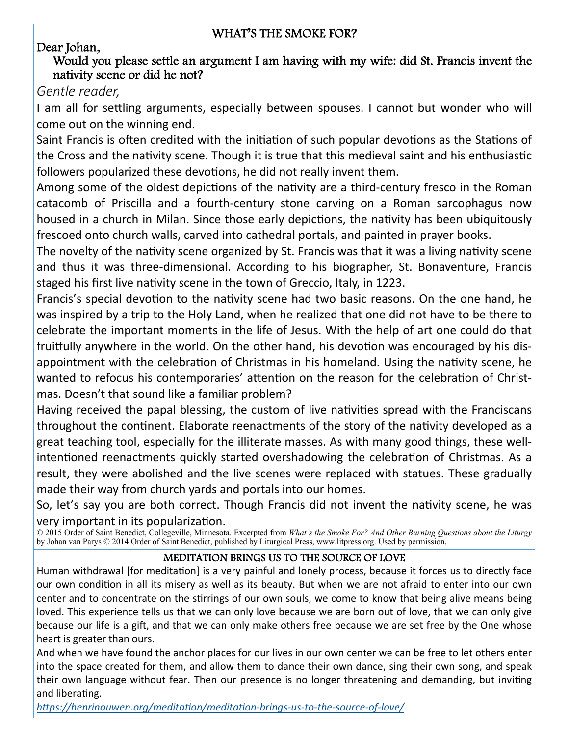## WHAT'S THE SMOKE FOR?

Dear Johan,

Would you please settle an argument I am having with my wife: did St. Francis invent the nativity scene or did he not?

*Gentle reader,*

I am all for settling arguments, especially between spouses. I cannot but wonder who will come out on the winning end.

Saint Francis is often credited with the initiation of such popular devotions as the Stations of the Cross and the nativity scene. Though it is true that this medieval saint and his enthusiastic followers popularized these devotions, he did not really invent them.

Among some of the oldest depictions of the nativity are a third-century fresco in the Roman catacomb of Priscilla and a fourth-century stone carving on a Roman sarcophagus now housed in a church in Milan. Since those early depictions, the nativity has been ubiquitously frescoed onto church walls, carved into cathedral portals, and painted in prayer books.

The novelty of the nativity scene organized by St. Francis was that it was a living nativity scene and thus it was three-dimensional. According to his biographer, St. Bonaventure, Francis staged his first live nativity scene in the town of Greccio, Italy, in 1223.

Francis's special devotion to the nativity scene had two basic reasons. On the one hand, he was inspired by a trip to the Holy Land, when he realized that one did not have to be there to celebrate the important moments in the life of Jesus. With the help of art one could do that fruitfully anywhere in the world. On the other hand, his devotion was encouraged by his disappointment with the celebration of Christmas in his homeland. Using the nativity scene, he wanted to refocus his contemporaries' attention on the reason for the celebration of Christmas. Doesn't that sound like a familiar problem?

Having received the papal blessing, the custom of live nativities spread with the Franciscans throughout the continent. Elaborate reenactments of the story of the nativity developed as a great teaching tool, especially for the illiterate masses. As with many good things, these well-intentioned reenactments quickly started overshadowing the celebration of Christmas. As a result, they were abolished and the live scenes were replaced with statues. These gradually made their way from church yards and portals into our homes.

So, let's say you are both correct. Though Francis did not invent the nativity scene, he was very important in its popularization.

© 2015 Order of Saint Benedict, Collegeville, Minnesota. Excerpted from *What's the Smoke For? And Other Burning Questions about the Liturgy* by Johan van Parys © 2014 Order of Saint Benedict, published by Liturgical Press, www.litpress.org. Used by permission.

## MEDITATION BRINGS US TO THE SOURCE OF LOVE

Human withdrawal [for meditation] is a very painful and lonely process, because it forces us to directly face our own condition in all its misery as well as its beauty. But when we are not afraid to enter into our own center and to concentrate on the stirrings of our own souls, we come to know that being alive means being loved. This experience tells us that we can only love because we are born out of love, that we can only give because our life is a gift, and that we can only make others free because we are set free by the One whose heart is greater than ours.

And when we have found the anchor places for our lives in our own center we can be free to let others enter into the space created for them, and allow them to dance their own dance, sing their own song, and speak their own language without fear. Then our presence is no longer threatening and demanding, but inviting and liberating.

*https://henrinouwen.org/meditation/meditation-brings-us-to-the-source-of-love/*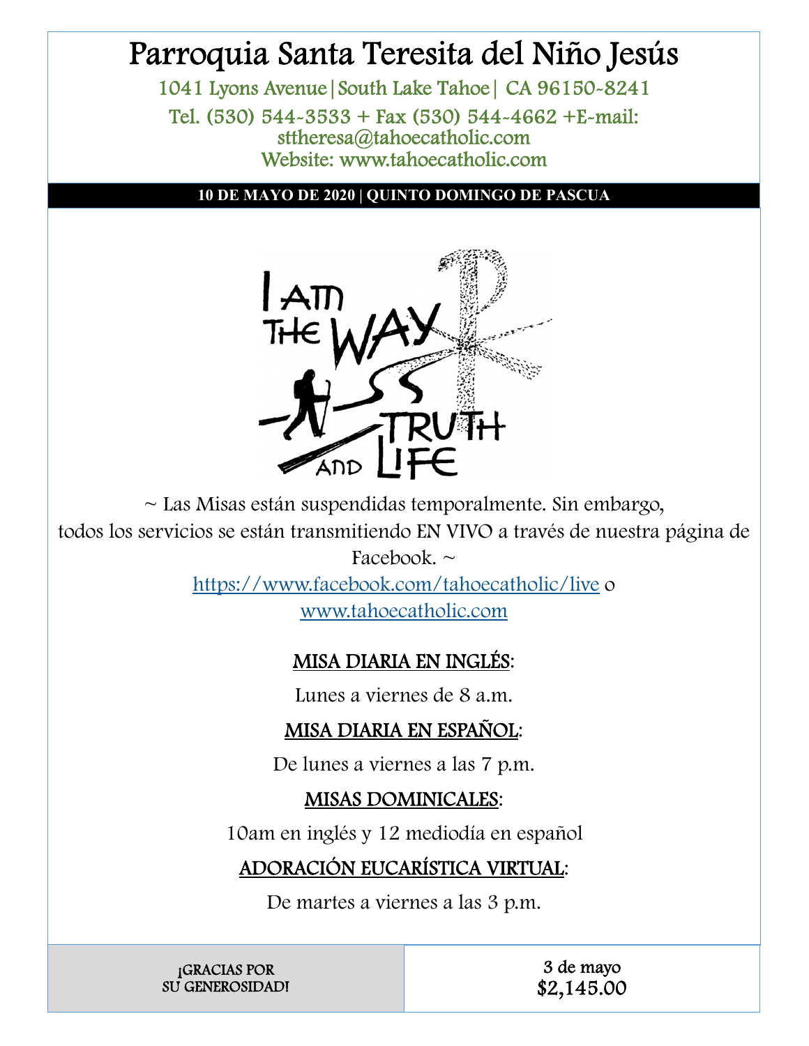# Parroquia Santa Teresita del Niño Jesús

1041 Lyons Avenue|South Lake Tahoe| CA 96150-8241

Tel. (530) 544-3533 + Fax (530) 544-4662 +E-mail: sttheresa@tahoecatholic.com

Website: www.tahoecatholic.com

**10 DE MAYO DE 2020 | QUINTO DOMINGO DE PASCUA**

I AM THE WAY TRUTH AND LIFE

~ Las Misas están suspendidas temporalmente. Sin embargo, todos los servicios se están transmitiendo EN VIVO a través de nuestra página de Facebook. ~

https://www.facebook.com/tahoecatholic/live o www.tahoecatholic.com

**MISA DIARIA EN INGLÉS:**

Lunes a viernes de 8 a.m.

**MISA DIARIA EN ESPAÑOL:**

De lunes a viernes a las 7 p.m.

**MISAS DOMINICALES:**

10am en inglés y 12 mediodía en español

**ADORACIÓN EUCARÍSTICA VIRTUAL:**

De martes a viernes a las 3 p.m.

| | |
|---|---|
| ¡GRACIAS POR SU GENEROSIDAD! | 3 de mayo $2,145.00 |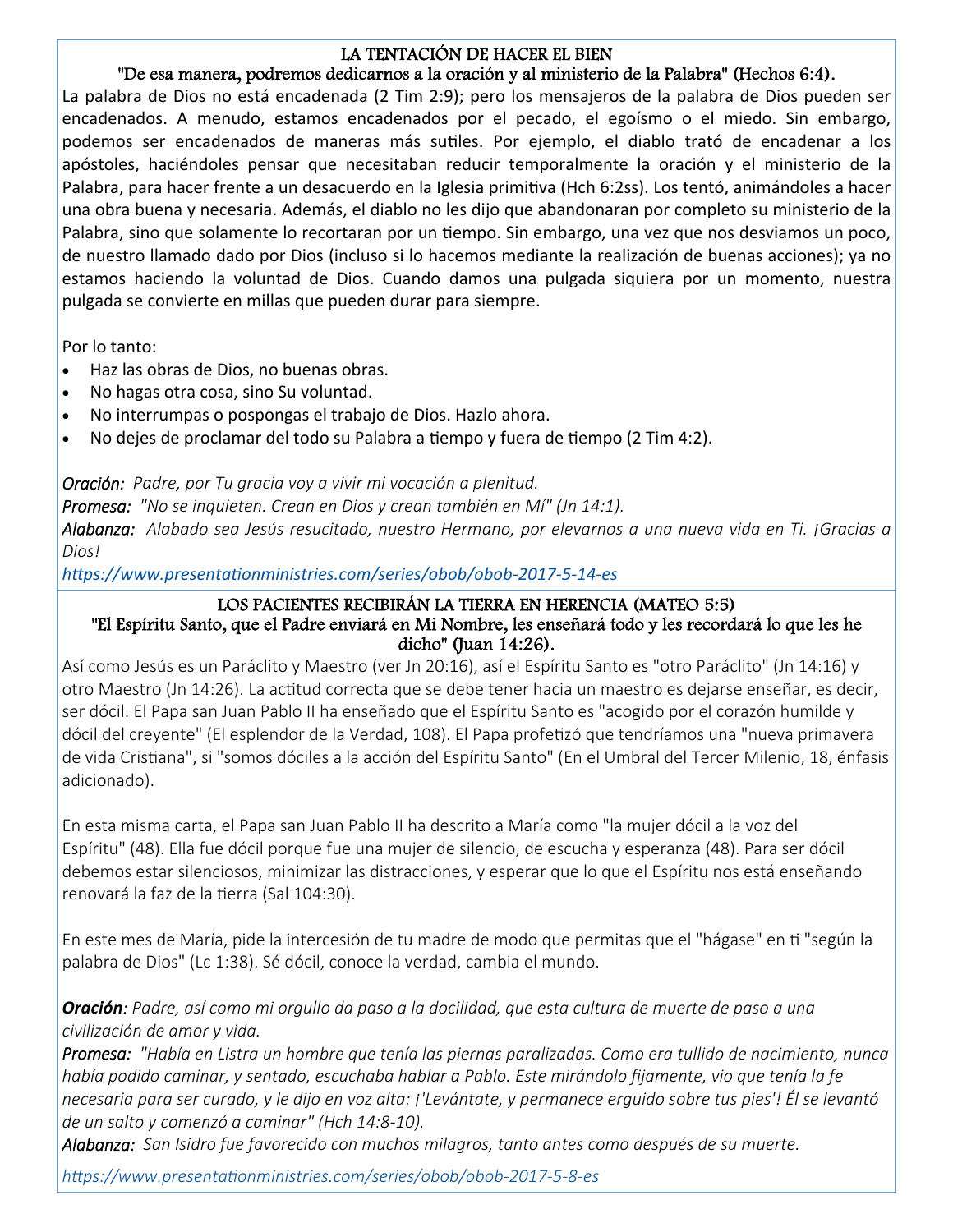## LA TENTACIÓN DE HACER EL BIEN

### "De esa manera, podremos dedicarnos a la oración y al ministerio de la Palabra" (Hechos 6:4).

La palabra de Dios no está encadenada (2 Tim 2:9); pero los mensajeros de la palabra de Dios pueden ser encadenados. A menudo, estamos encadenados por el pecado, el egoísmo o el miedo. Sin embargo, podemos ser encadenados de maneras más sutiles. Por ejemplo, el diablo trató de encadenar a los apóstoles, haciéndoles pensar que necesitaban reducir temporalmente la oración y el ministerio de la Palabra, para hacer frente a un desacuerdo en la Iglesia primitiva (Hch 6:2ss). Los tentó, animándoles a hacer una obra buena y necesaria. Además, el diablo no les dijo que abandonaran por completo su ministerio de la Palabra, sino que solamente lo recortaran por un tiempo. Sin embargo, una vez que nos desviamos un poco, de nuestro llamado dado por Dios (incluso si lo hacemos mediante la realización de buenas acciones); ya no estamos haciendo la voluntad de Dios. Cuando damos una pulgada siquiera por un momento, nuestra pulgada se convierte en millas que pueden durar para siempre.

Por lo tanto:

- Haz las obras de Dios, no buenas obras.
- No hagas otra cosa, sino Su voluntad.
- No interrumpas o pospongas el trabajo de Dios. Hazlo ahora.
- No dejes de proclamar del todo su Palabra a tiempo y fuera de tiempo (2 Tim 4:2).

***Oración:*** *Padre, por Tu gracia voy a vivir mi vocación a plenitud.*
***Promesa:*** *"No se inquieten. Crean en Dios y crean también en Mí" (Jn 14:1).*
***Alabanza:*** *Alabado sea Jesús resucitado, nuestro Hermano, por elevarnos a una nueva vida en Ti. ¡Gracias a Dios!*
*https://www.presentationministries.com/series/obob/obob-2017-5-14-es*

## LOS PACIENTES RECIBIRÁN LA TIERRA EN HERENCIA (MATEO 5:5)

### "El Espíritu Santo, que el Padre enviará en Mi Nombre, les enseñará todo y les recordará lo que les he dicho" (Juan 14:26).

Así como Jesús es un Paráclito y Maestro (ver Jn 20:16), así el Espíritu Santo es "otro Paráclito" (Jn 14:16) y otro Maestro (Jn 14:26). La actitud correcta que se debe tener hacia un maestro es dejarse enseñar, es decir, ser dócil. El Papa san Juan Pablo II ha enseñado que el Espíritu Santo es "acogido por el corazón humilde y dócil del creyente" (El esplendor de la Verdad, 108). El Papa profetizó que tendríamos una "nueva primavera de vida Cristiana", si "somos dóciles a la acción del Espíritu Santo" (En el Umbral del Tercer Milenio, 18, énfasis adicionado).

En esta misma carta, el Papa san Juan Pablo II ha descrito a María como "la mujer dócil a la voz del Espíritu" (48). Ella fue dócil porque fue una mujer de silencio, de escucha y esperanza (48). Para ser dócil debemos estar silenciosos, minimizar las distracciones, y esperar que lo que el Espíritu nos está enseñando renovará la faz de la tierra (Sal 104:30).

En este mes de María, pide la intercesión de tu madre de modo que permitas que el "hágase" en ti "según la palabra de Dios" (Lc 1:38). Sé dócil, conoce la verdad, cambia el mundo.

***Oración:*** *Padre, así como mi orgullo da paso a la docilidad, que esta cultura de muerte de paso a una civilización de amor y vida.*
***Promesa:*** *"Había en Listra un hombre que tenía las piernas paralizadas. Como era tullido de nacimiento, nunca había podido caminar, y sentado, escuchaba hablar a Pablo. Este mirándolo fijamente, vio que tenía la fe necesaria para ser curado, y le dijo en voz alta: ¡'Levántate, y permanece erguido sobre tus pies'! Él se levantó de un salto y comenzó a caminar" (Hch 14:8-10).*
***Alabanza:*** *San Isidro fue favorecido con muchos milagros, tanto antes como después de su muerte.*
*https://www.presentationministries.com/series/obob/obob-2017-5-8-es*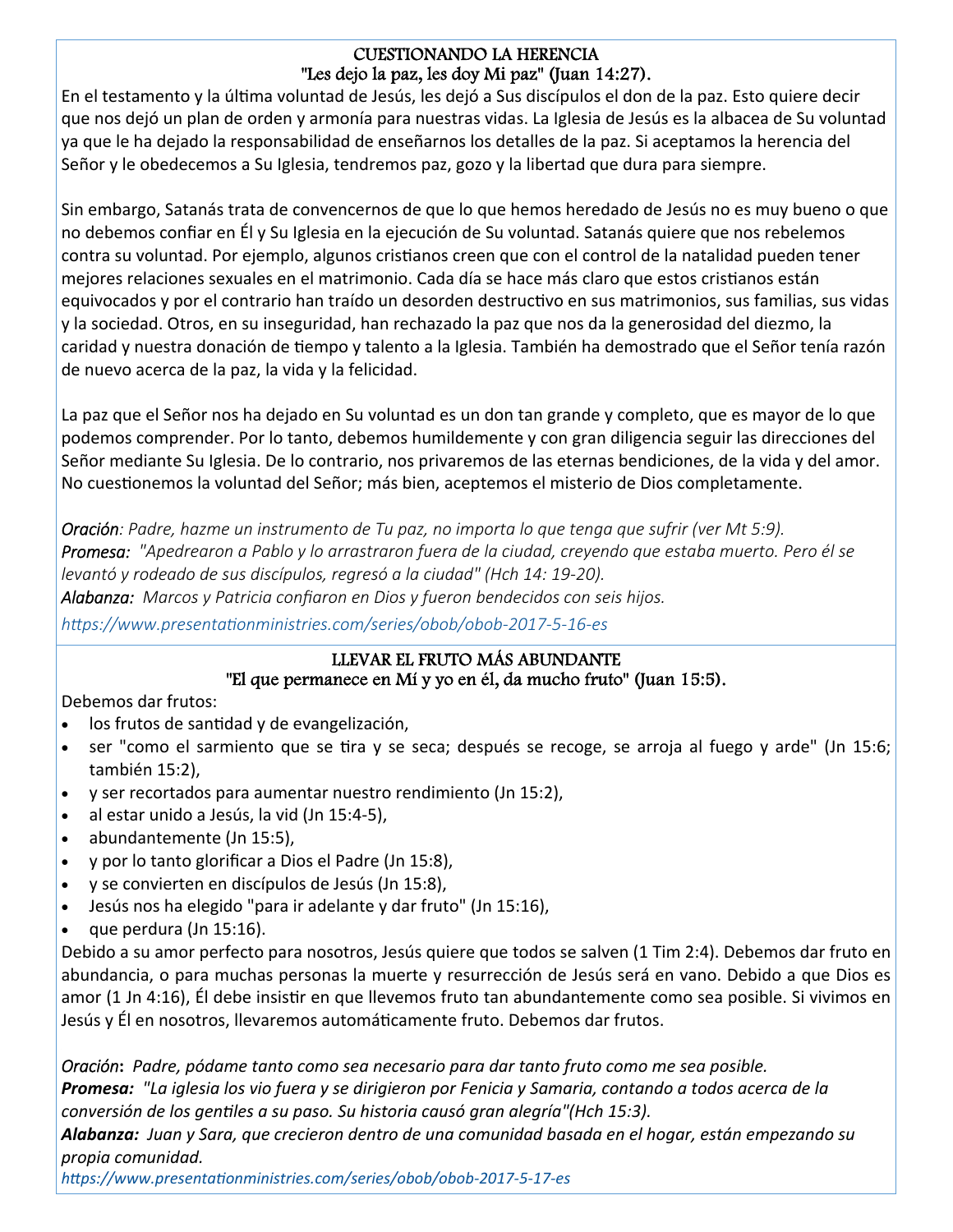## CUESTIONANDO LA HERENCIA
### "Les dejo la paz, les doy Mi paz" (Juan 14:27).

En el testamento y la última voluntad de Jesús, les dejó a Sus discípulos el don de la paz. Esto quiere decir que nos dejó un plan de orden y armonía para nuestras vidas. La Iglesia de Jesús es la albacea de Su voluntad ya que le ha dejado la responsabilidad de enseñarnos los detalles de la paz. Si aceptamos la herencia del Señor y le obedecemos a Su Iglesia, tendremos paz, gozo y la libertad que dura para siempre.

Sin embargo, Satanás trata de convencernos de que lo que hemos heredado de Jesús no es muy bueno o que no debemos confiar en Él y Su Iglesia en la ejecución de Su voluntad. Satanás quiere que nos rebelemos contra su voluntad. Por ejemplo, algunos cristianos creen que con el control de la natalidad pueden tener mejores relaciones sexuales en el matrimonio. Cada día se hace más claro que estos cristianos están equivocados y por el contrario han traído un desorden destructivo en sus matrimonios, sus familias, sus vidas y la sociedad. Otros, en su inseguridad, han rechazado la paz que nos da la generosidad del diezmo, la caridad y nuestra donación de tiempo y talento a la Iglesia. También ha demostrado que el Señor tenía razón de nuevo acerca de la paz, la vida y la felicidad.

La paz que el Señor nos ha dejado en Su voluntad es un don tan grande y completo, que es mayor de lo que podemos comprender. Por lo tanto, debemos humildemente y con gran diligencia seguir las direcciones del Señor mediante Su Iglesia. De lo contrario, nos privaremos de las eternas bendiciones, de la vida y del amor. No cuestionemos la voluntad del Señor; más bien, aceptemos el misterio de Dios completamente.

*Oración: Padre, hazme un instrumento de Tu paz, no importa lo que tenga que sufrir (ver Mt 5:9).*
***Promesa:*** *"Apedrearon a Pablo y lo arrastraron fuera de la ciudad, creyendo que estaba muerto. Pero él se levantó y rodeado de sus discípulos, regresó a la ciudad" (Hch 14: 19-20).*
***Alabanza:*** *Marcos y Patricia confiaron en Dios y fueron bendecidos con seis hijos.*
*https://www.presentationministries.com/series/obob/obob-2017-5-16-es*

## LLEVAR EL FRUTO MÁS ABUNDANTE
### "El que permanece en Mí y yo en él, da mucho fruto" (Juan 15:5).

Debemos dar frutos:

- los frutos de santidad y de evangelización,
- ser "como el sarmiento que se tira y se seca; después se recoge, se arroja al fuego y arde" (Jn 15:6; también 15:2),
- y ser recortados para aumentar nuestro rendimiento (Jn 15:2),
- al estar unido a Jesús, la vid (Jn 15:4-5),
- abundantemente (Jn 15:5),
- y por lo tanto glorificar a Dios el Padre (Jn 15:8),
- y se convierten en discípulos de Jesús (Jn 15:8),
- Jesús nos ha elegido "para ir adelante y dar fruto" (Jn 15:16),
- que perdura (Jn 15:16).

Debido a su amor perfecto para nosotros, Jesús quiere que todos se salven (1 Tim 2:4). Debemos dar fruto en abundancia, o para muchas personas la muerte y resurrección de Jesús será en vano. Debido a que Dios es amor (1 Jn 4:16), Él debe insistir en que llevemos fruto tan abundantemente como sea posible. Si vivimos en Jesús y Él en nosotros, llevaremos automáticamente fruto. Debemos dar frutos.

*Oración***:** *Padre, pódame tanto como sea necesario para dar tanto fruto como me sea posible.*
***Promesa:*** *"La iglesia los vio fuera y se dirigieron por Fenicia y Samaria, contando a todos acerca de la conversión de los gentiles a su paso. Su historia causó gran alegría"(Hch 15:3).*
***Alabanza:*** *Juan y Sara, que crecieron dentro de una comunidad basada en el hogar, están empezando su propia comunidad.*
*https://www.presentationministries.com/series/obob/obob-2017-5-17-es*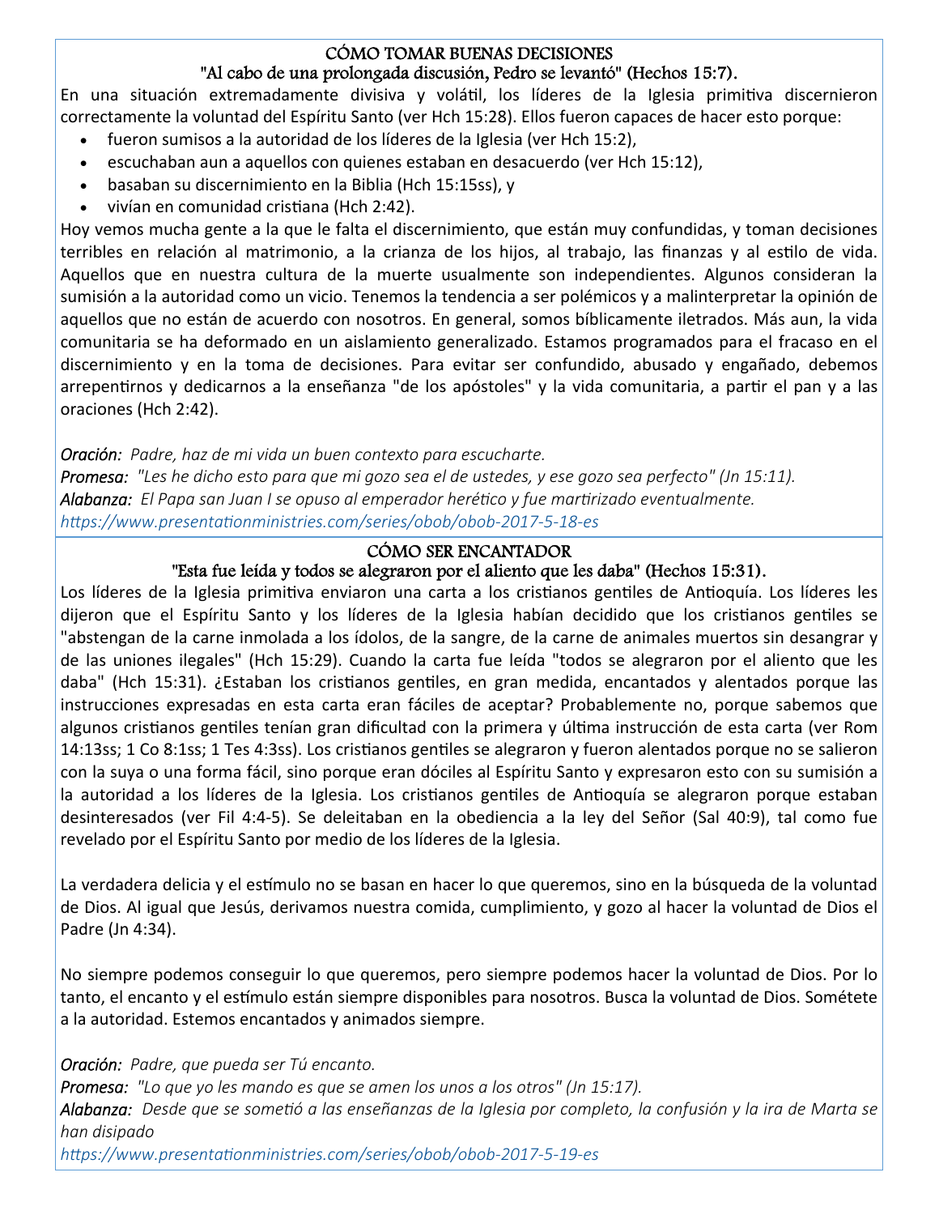## CÓMO TOMAR BUENAS DECISIONES

### "Al cabo de una prolongada discusión, Pedro se levantó" (Hechos 15:7).

En una situación extremadamente divisiva y volátil, los líderes de la Iglesia primitiva discernieron correctamente la voluntad del Espíritu Santo (ver Hch 15:28). Ellos fueron capaces de hacer esto porque:

- fueron sumisos a la autoridad de los líderes de la Iglesia (ver Hch 15:2),
- escuchaban aun a aquellos con quienes estaban en desacuerdo (ver Hch 15:12),
- basaban su discernimiento en la Biblia (Hch 15:15ss), y
- vivían en comunidad cristiana (Hch 2:42).

Hoy vemos mucha gente a la que le falta el discernimiento, que están muy confundidas, y toman decisiones terribles en relación al matrimonio, a la crianza de los hijos, al trabajo, las finanzas y al estilo de vida. Aquellos que en nuestra cultura de la muerte usualmente son independientes. Algunos consideran la sumisión a la autoridad como un vicio. Tenemos la tendencia a ser polémicos y a malinterpretar la opinión de aquellos que no están de acuerdo con nosotros. En general, somos bíblicamente iletrados. Más aun, la vida comunitaria se ha deformado en un aislamiento generalizado. Estamos programados para el fracaso en el discernimiento y en la toma de decisiones. Para evitar ser confundido, abusado y engañado, debemos arrepentirnos y dedicarnos a la enseñanza "de los apóstoles" y la vida comunitaria, a partir el pan y a las oraciones (Hch 2:42).

***Oración:*** *Padre, haz de mi vida un buen contexto para escucharte.*
***Promesa:*** *"Les he dicho esto para que mi gozo sea el de ustedes, y ese gozo sea perfecto" (Jn 15:11).*
***Alabanza:*** *El Papa san Juan I se opuso al emperador herético y fue martirizado eventualmente.*
*https://www.presentationministries.com/series/obob/obob-2017-5-18-es*

## CÓMO SER ENCANTADOR

### "Esta fue leída y todos se alegraron por el aliento que les daba" (Hechos 15:31).

Los líderes de la Iglesia primitiva enviaron una carta a los cristianos gentiles de Antioquía. Los líderes les dijeron que el Espíritu Santo y los líderes de la Iglesia habían decidido que los cristianos gentiles se "abstengan de la carne inmolada a los ídolos, de la sangre, de la carne de animales muertos sin desangrar y de las uniones ilegales" (Hch 15:29). Cuando la carta fue leída "todos se alegraron por el aliento que les daba" (Hch 15:31). ¿Estaban los cristianos gentiles, en gran medida, encantados y alentados porque las instrucciones expresadas en esta carta eran fáciles de aceptar? Probablemente no, porque sabemos que algunos cristianos gentiles tenían gran dificultad con la primera y última instrucción de esta carta (ver Rom 14:13ss; 1 Co 8:1ss; 1 Tes 4:3ss). Los cristianos gentiles se alegraron y fueron alentados porque no se salieron con la suya o una forma fácil, sino porque eran dóciles al Espíritu Santo y expresaron esto con su sumisión a la autoridad a los líderes de la Iglesia. Los cristianos gentiles de Antioquía se alegraron porque estaban desinteresados (ver Fil 4:4-5). Se deleitaban en la obediencia a la ley del Señor (Sal 40:9), tal como fue revelado por el Espíritu Santo por medio de los líderes de la Iglesia.

La verdadera delicia y el estímulo no se basan en hacer lo que queremos, sino en la búsqueda de la voluntad de Dios. Al igual que Jesús, derivamos nuestra comida, cumplimiento, y gozo al hacer la voluntad de Dios el Padre (Jn 4:34).

No siempre podemos conseguir lo que queremos, pero siempre podemos hacer la voluntad de Dios. Por lo tanto, el encanto y el estímulo están siempre disponibles para nosotros. Busca la voluntad de Dios. Sométete a la autoridad. Estemos encantados y animados siempre.

***Oración:*** *Padre, que pueda ser Tú encanto.*
***Promesa:*** *"Lo que yo les mando es que se amen los unos a los otros" (Jn 15:17).*
***Alabanza:*** *Desde que se sometió a las enseñanzas de la Iglesia por completo, la confusión y la ira de Marta se han disipado*
*https://www.presentationministries.com/series/obob/obob-2017-5-19-es*